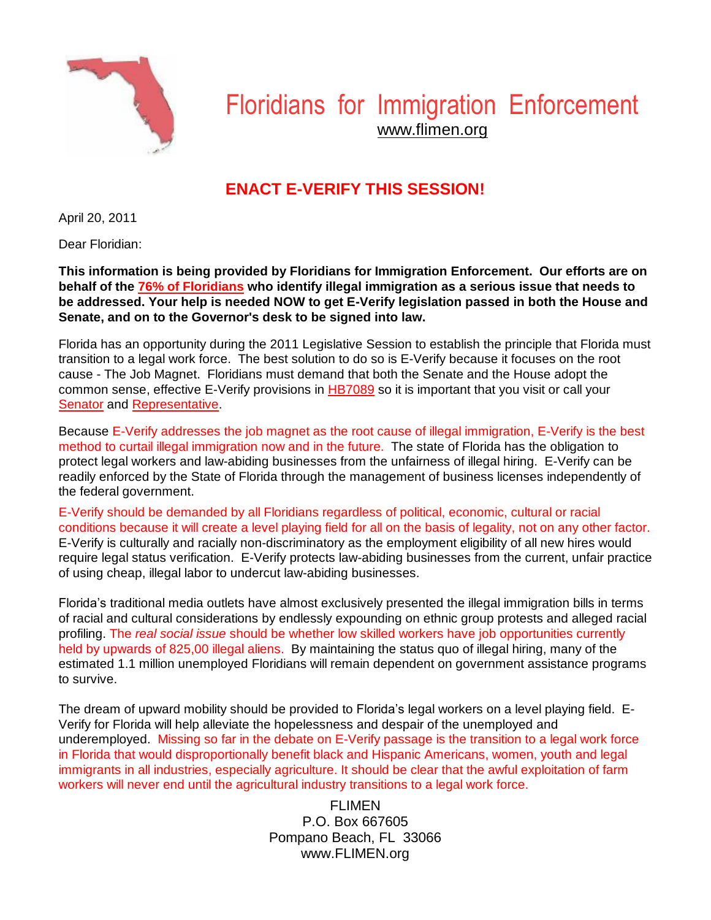# Floridians for Immigration Enforcement

www.flimen.org

## ENACT E-VERIFY THIS SESSION!

April 20, 2011

Dear Floridian:

**This information is being provided by Floridians for Immigration Enforcement. Our efforts are on behalf of the 76% of Floridians who identify illegal immigration as a serious issue that needs to be addressed. Your help is needed NOW to get E-Verify legislation passed in both the House and Senate, and on to the Governor's desk to be signed into law.**

Florida has an opportunity during the 2011 Legislative Session to establish the principle that Florida must transition to a legal work force. The best solution to do so is E-Verify because it focuses on the root cause - The Job Magnet. Floridians must demand that both the Senate and the House adopt the common sense, effective E-Verify provisions in HB7089 so it is important that you visit or call your Senator and Representative.

Because E-Verify addresses the job magnet as the root cause of illegal immigration, E-Verify is the best method to curtail illegal immigration now and in the future. The state of Florida has the obligation to protect legal workers and law-abiding businesses from the unfairness of illegal hiring. E-Verify can be readily enforced by the State of Florida through the management of business licenses independently of the federal government.

E-Verify should be demanded by all Floridians regardless of political, economic, cultural or racial conditions because it will create a level playing field for all on the basis of legality, not on any other factor. E-Verify is culturally and racially non-discriminatory as the employment eligibility of all new hires would require legal status verification. E-Verify protects law-abiding businesses from the current, unfair practice of using cheap, illegal labor to undercut law-abiding businesses.

Florida's traditional media outlets have almost exclusively presented the illegal immigration bills in terms of racial and cultural considerations by endlessly expounding on ethnic group protests and alleged racial profiling. The *real social issue* should be whether low skilled workers have job opportunities currently held by upwards of 825,00 illegal aliens. By maintaining the status quo of illegal hiring, many of the estimated 1.1 million unemployed Floridians will remain dependent on government assistance programs to survive.

The dream of upward mobility should be provided to Florida's legal workers on a level playing field. E-Verify for Florida will help alleviate the hopelessness and despair of the unemployed and underemployed. Missing so far in the debate on E-Verify passage is the transition to a legal work force in Florida that would disproportionally benefit black and Hispanic Americans, women, youth and legal immigrants in all industries, especially agriculture. It should be clear that the awful exploitation of farm workers will never end until the agricultural industry transitions to a legal work force.

FLIMEN
P.O. Box 667605
Pompano Beach, FL 33066
www.FLIMEN.org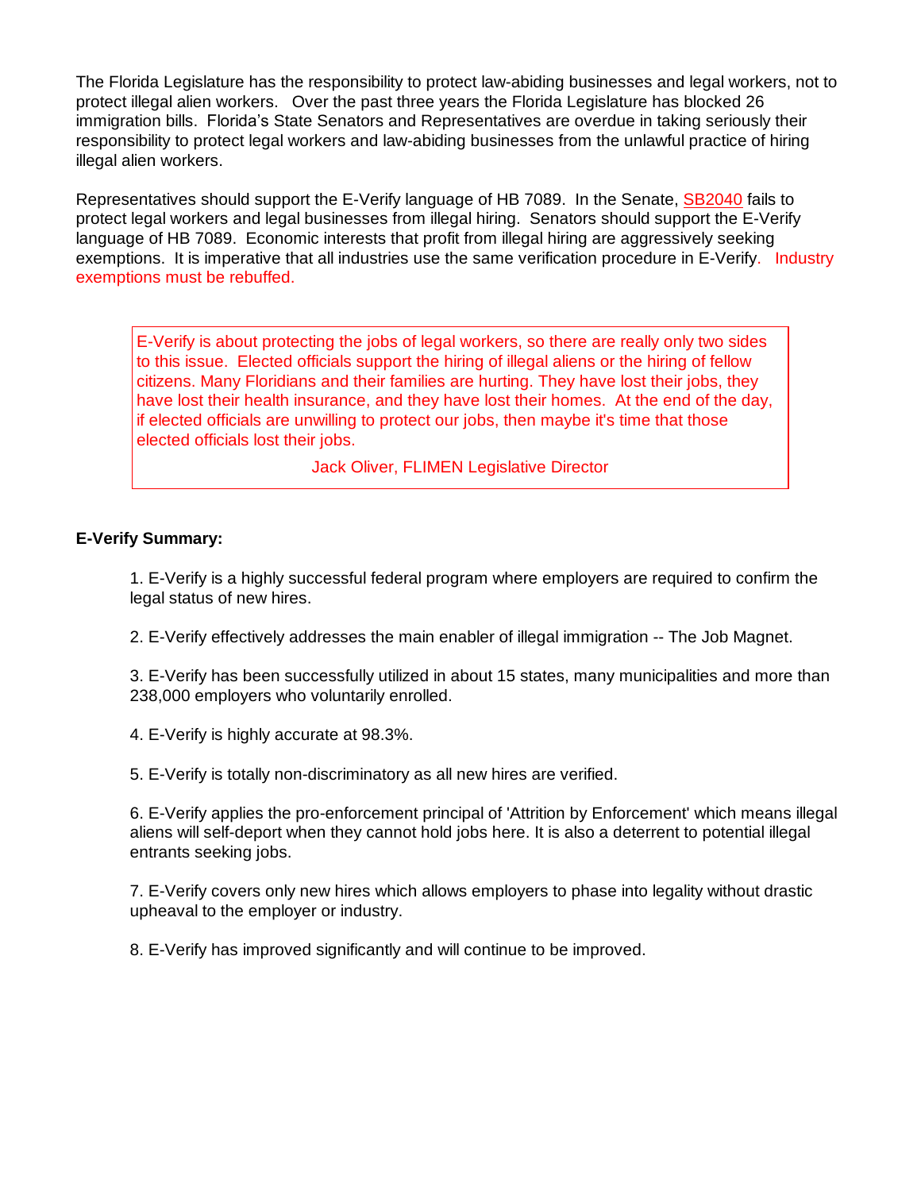The Florida Legislature has the responsibility to protect law-abiding businesses and legal workers, not to protect illegal alien workers. Over the past three years the Florida Legislature has blocked 26 immigration bills. Florida's State Senators and Representatives are overdue in taking seriously their responsibility to protect legal workers and law-abiding businesses from the unlawful practice of hiring illegal alien workers.

Representatives should support the E-Verify language of HB 7089. In the Senate, SB2040 fails to protect legal workers and legal businesses from illegal hiring. Senators should support the E-Verify language of HB 7089. Economic interests that profit from illegal hiring are aggressively seeking exemptions. It is imperative that all industries use the same verification procedure in E-Verify. Industry exemptions must be rebuffed.

> E-Verify is about protecting the jobs of legal workers, so there are really only two sides to this issue. Elected officials support the hiring of illegal aliens or the hiring of fellow citizens. Many Floridians and their families are hurting. They have lost their jobs, they have lost their health insurance, and they have lost their homes. At the end of the day, if elected officials are unwilling to protect our jobs, then maybe it's time that those elected officials lost their jobs.
>
> Jack Oliver, FLIMEN Legislative Director

**E-Verify Summary:**

1. E-Verify is a highly successful federal program where employers are required to confirm the legal status of new hires.

2. E-Verify effectively addresses the main enabler of illegal immigration -- The Job Magnet.

3. E-Verify has been successfully utilized in about 15 states, many municipalities and more than 238,000 employers who voluntarily enrolled.

4. E-Verify is highly accurate at 98.3%.

5. E-Verify is totally non-discriminatory as all new hires are verified.

6. E-Verify applies the pro-enforcement principal of 'Attrition by Enforcement' which means illegal aliens will self-deport when they cannot hold jobs here. It is also a deterrent to potential illegal entrants seeking jobs.

7. E-Verify covers only new hires which allows employers to phase into legality without drastic upheaval to the employer or industry.

8. E-Verify has improved significantly and will continue to be improved.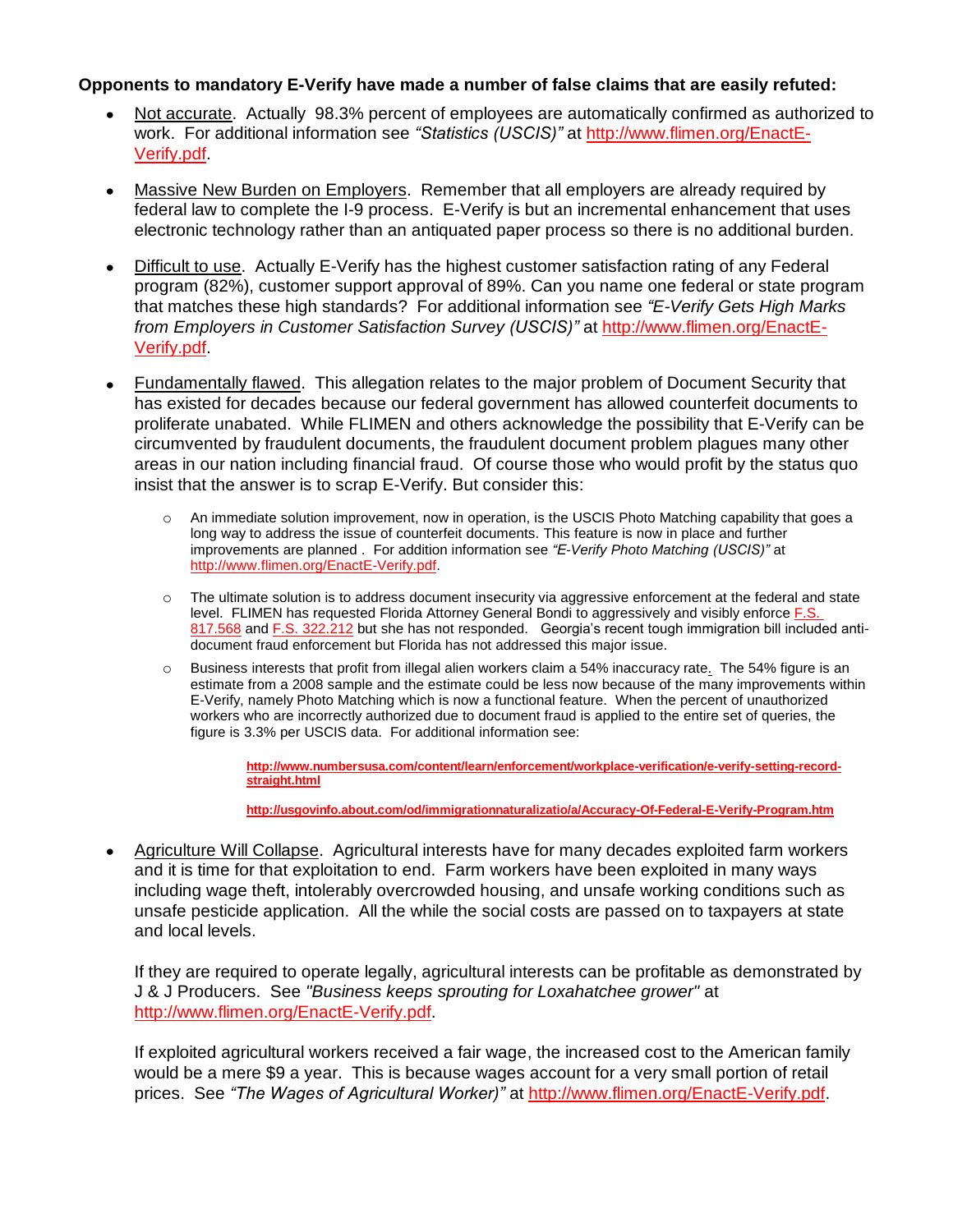**Opponents to mandatory E-Verify have made a number of false claims that are easily refuted:**

- Not accurate. Actually 98.3% percent of employees are automatically confirmed as authorized to work. For additional information see *"Statistics (USCIS)"* at http://www.flimen.org/EnactE-Verify.pdf.

- Massive New Burden on Employers. Remember that all employers are already required by federal law to complete the I-9 process. E-Verify is but an incremental enhancement that uses electronic technology rather than an antiquated paper process so there is no additional burden.

- Difficult to use. Actually E-Verify has the highest customer satisfaction rating of any Federal program (82%), customer support approval of 89%. Can you name one federal or state program that matches these high standards? For additional information see *"E-Verify Gets High Marks from Employers in Customer Satisfaction Survey (USCIS)"* at http://www.flimen.org/EnactE-Verify.pdf.

- Fundamentally flawed. This allegation relates to the major problem of Document Security that has existed for decades because our federal government has allowed counterfeit documents to proliferate unabated. While FLIMEN and others acknowledge the possibility that E-Verify can be circumvented by fraudulent documents, the fraudulent document problem plagues many other areas in our nation including financial fraud. Of course those who would profit by the status quo insist that the answer is to scrap E-Verify. But consider this:

  - An immediate solution improvement, now in operation, is the USCIS Photo Matching capability that goes a long way to address the issue of counterfeit documents. This feature is now in place and further improvements are planned . For addition information see *"E-Verify Photo Matching (USCIS)"* at http://www.flimen.org/EnactE-Verify.pdf.

  - The ultimate solution is to address document insecurity via aggressive enforcement at the federal and state level. FLIMEN has requested Florida Attorney General Bondi to aggressively and visibly enforce F.S. 817.568 and F.S. 322.212 but she has not responded. Georgia's recent tough immigration bill included anti-document fraud enforcement but Florida has not addressed this major issue.

  - Business interests that profit from illegal alien workers claim a 54% inaccuracy rate. The 54% figure is an estimate from a 2008 sample and the estimate could be less now because of the many improvements within E-Verify, namely Photo Matching which is now a functional feature. When the percent of unauthorized workers who are incorrectly authorized due to document fraud is applied to the entire set of queries, the figure is 3.3% per USCIS data. For additional information see:

    **http://www.numbersusa.com/content/learn/enforcement/workplace-verification/e-verify-setting-record-straight.html**

    **http://usgovinfo.about.com/od/immigrationnaturalizatio/a/Accuracy-Of-Federal-E-Verify-Program.htm**

- Agriculture Will Collapse. Agricultural interests have for many decades exploited farm workers and it is time for that exploitation to end. Farm workers have been exploited in many ways including wage theft, intolerably overcrowded housing, and unsafe working conditions such as unsafe pesticide application. All the while the social costs are passed on to taxpayers at state and local levels.

  If they are required to operate legally, agricultural interests can be profitable as demonstrated by J & J Producers. See *"Business keeps sprouting for Loxahatchee grower"* at http://www.flimen.org/EnactE-Verify.pdf.

  If exploited agricultural workers received a fair wage, the increased cost to the American family would be a mere $9 a year. This is because wages account for a very small portion of retail prices. See *"The Wages of Agricultural Worker)"* at http://www.flimen.org/EnactE-Verify.pdf.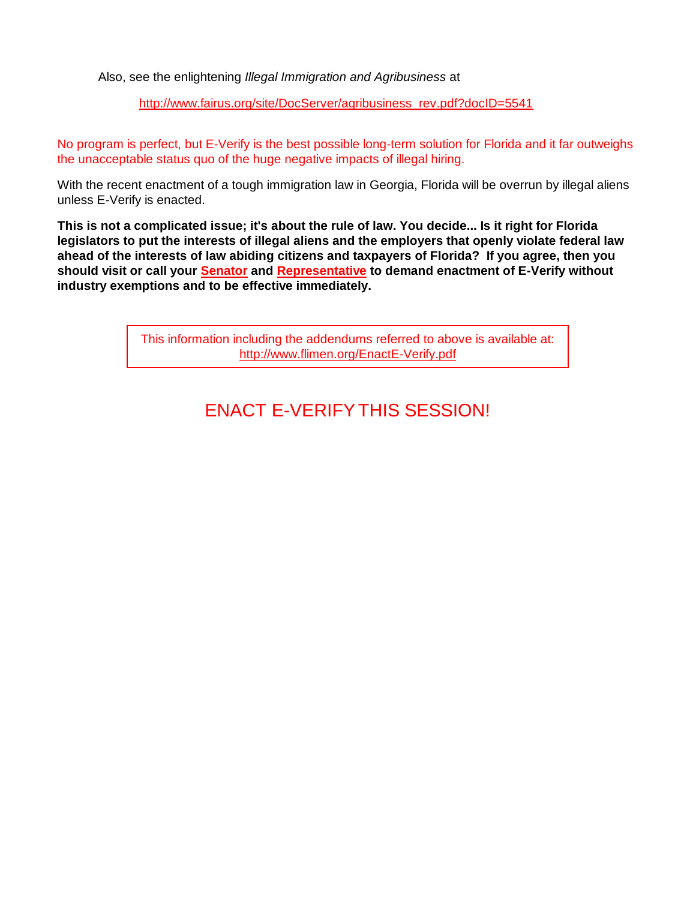Also, see the enlightening *Illegal Immigration and Agribusiness* at

http://www.fairus.org/site/DocServer/agribusiness_rev.pdf?docID=5541

No program is perfect, but E-Verify is the best possible long-term solution for Florida and it far outweighs the unacceptable status quo of the huge negative impacts of illegal hiring.

With the recent enactment of a tough immigration law in Georgia, Florida will be overrun by illegal aliens unless E-Verify is enacted.

**This is not a complicated issue; it's about the rule of law. You decide... Is it right for Florida legislators to put the interests of illegal aliens and the employers that openly violate federal law ahead of the interests of law abiding citizens and taxpayers of Florida? If you agree, then you should visit or call your Senator and Representative to demand enactment of E-Verify without industry exemptions and to be effective immediately.**

This information including the addendums referred to above is available at: http://www.flimen.org/EnactE-Verify.pdf

## ENACT E-VERIFY THIS SESSION!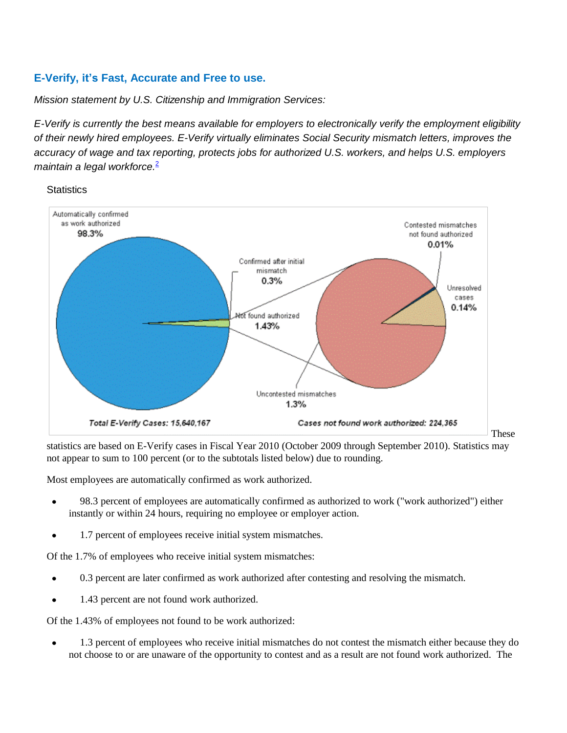## E-Verify, it's Fast, Accurate and Free to use.

*Mission statement by U.S. Citizenship and Immigration Services:*

*E-Verify is currently the best means available for employers to electronically verify the employment eligibility of their newly hired employees. E-Verify virtually eliminates Social Security mismatch letters, improves the accuracy of wage and tax reporting, protects jobs for authorized U.S. workers, and helps U.S. employers maintain a legal workforce.*[2]

Statistics

Automatically confirmed as work authorized 98.3%

Confirmed after initial mismatch 0.3%

Not found authorized 1.43%

Contested mismatches not found authorized 0.01%

Unresolved cases 0.14%

Uncontested mismatches 1.3%

*Total E-Verify Cases: 15,640,167*

*Cases not found work authorized: 224,365*

These statistics are based on E-Verify cases in Fiscal Year 2010 (October 2009 through September 2010). Statistics may not appear to sum to 100 percent (or to the subtotals listed below) due to rounding.

Most employees are automatically confirmed as work authorized.

- 98.3 percent of employees are automatically confirmed as authorized to work ("work authorized") either instantly or within 24 hours, requiring no employee or employer action.
- 1.7 percent of employees receive initial system mismatches.

Of the 1.7% of employees who receive initial system mismatches:

- 0.3 percent are later confirmed as work authorized after contesting and resolving the mismatch.
- 1.43 percent are not found work authorized.

Of the 1.43% of employees not found to be work authorized:

- 1.3 percent of employees who receive initial mismatches do not contest the mismatch either because they do not choose to or are unaware of the opportunity to contest and as a result are not found work authorized. The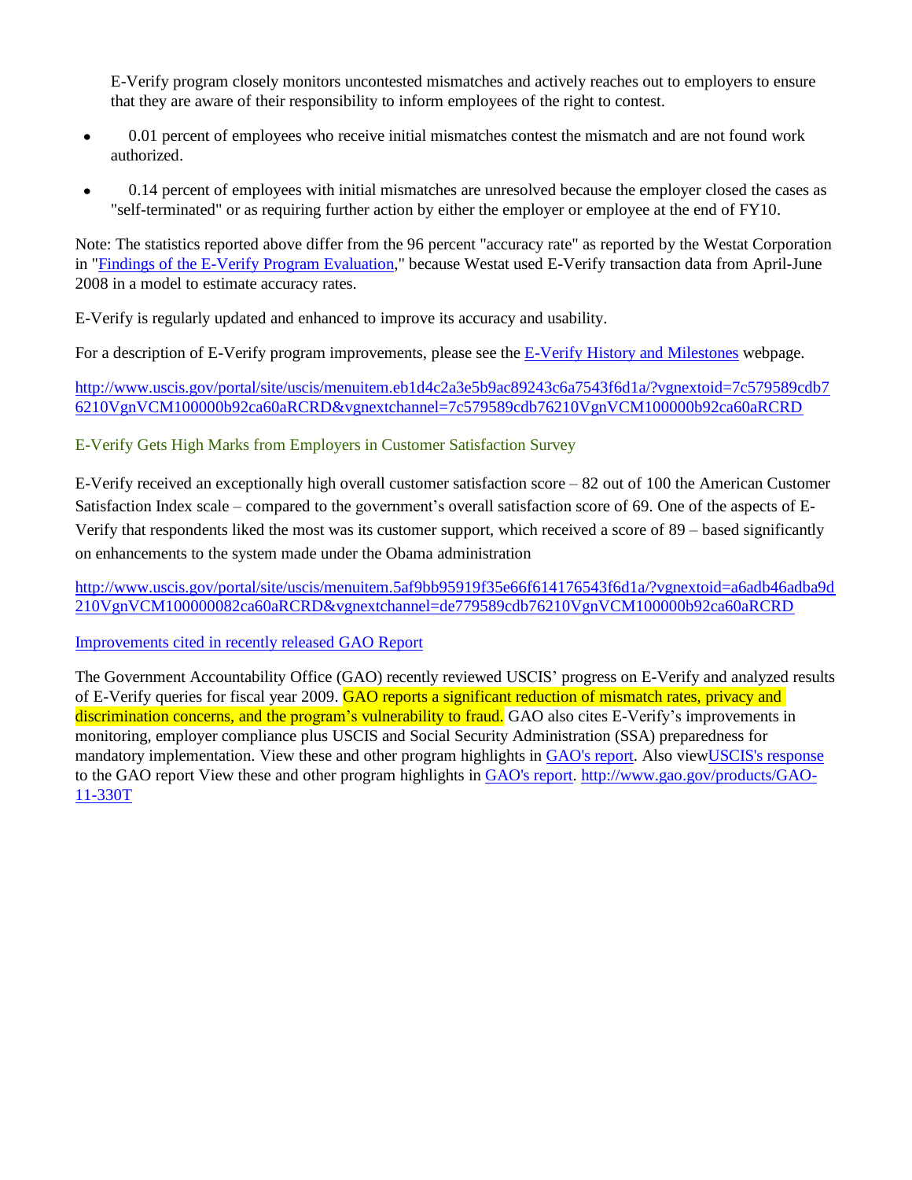E-Verify program closely monitors uncontested mismatches and actively reaches out to employers to ensure that they are aware of their responsibility to inform employees of the right to contest.

- 0.01 percent of employees who receive initial mismatches contest the mismatch and are not found work authorized.
- 0.14 percent of employees with initial mismatches are unresolved because the employer closed the cases as "self-terminated" or as requiring further action by either the employer or employee at the end of FY10.

Note: The statistics reported above differ from the 96 percent "accuracy rate" as reported by the Westat Corporation in "[Findings of the E-Verify Program Evaluation](#)," because Westat used E-Verify transaction data from April-June 2008 in a model to estimate accuracy rates.

E-Verify is regularly updated and enhanced to improve its accuracy and usability.

For a description of E-Verify program improvements, please see the [E-Verify History and Milestones](#) webpage.

http://www.uscis.gov/portal/site/uscis/menuitem.eb1d4c2a3e5b9ac89243c6a7543f6d1a/?vgnextoid=7c579589cdb76210VgnVCM100000b92ca60aRCRD&vgnextchannel=7c579589cdb76210VgnVCM100000b92ca60aRCRD

E-Verify Gets High Marks from Employers in Customer Satisfaction Survey

E-Verify received an exceptionally high overall customer satisfaction score – 82 out of 100 the American Customer Satisfaction Index scale – compared to the government's overall satisfaction score of 69. One of the aspects of E-Verify that respondents liked the most was its customer support, which received a score of 89 – based significantly on enhancements to the system made under the Obama administration

http://www.uscis.gov/portal/site/uscis/menuitem.5af9bb95919f35e66f614176543f6d1a/?vgnextoid=a6adb46adba9d210VgnVCM100000082ca60aRCRD&vgnextchannel=de779589cdb76210VgnVCM100000b92ca60aRCRD

[Improvements cited in recently released GAO Report](#)

The Government Accountability Office (GAO) recently reviewed USCIS' progress on E-Verify and analyzed results of E-Verify queries for fiscal year 2009. GAO reports a significant reduction of mismatch rates, privacy and discrimination concerns, and the program's vulnerability to fraud. GAO also cites E-Verify's improvements in monitoring, employer compliance plus USCIS and Social Security Administration (SSA) preparedness for mandatory implementation. View these and other program highlights in [GAO's report](#). Also view[USCIS's response](#) to the GAO report View these and other program highlights in [GAO's report](#). http://www.gao.gov/products/GAO-11-330T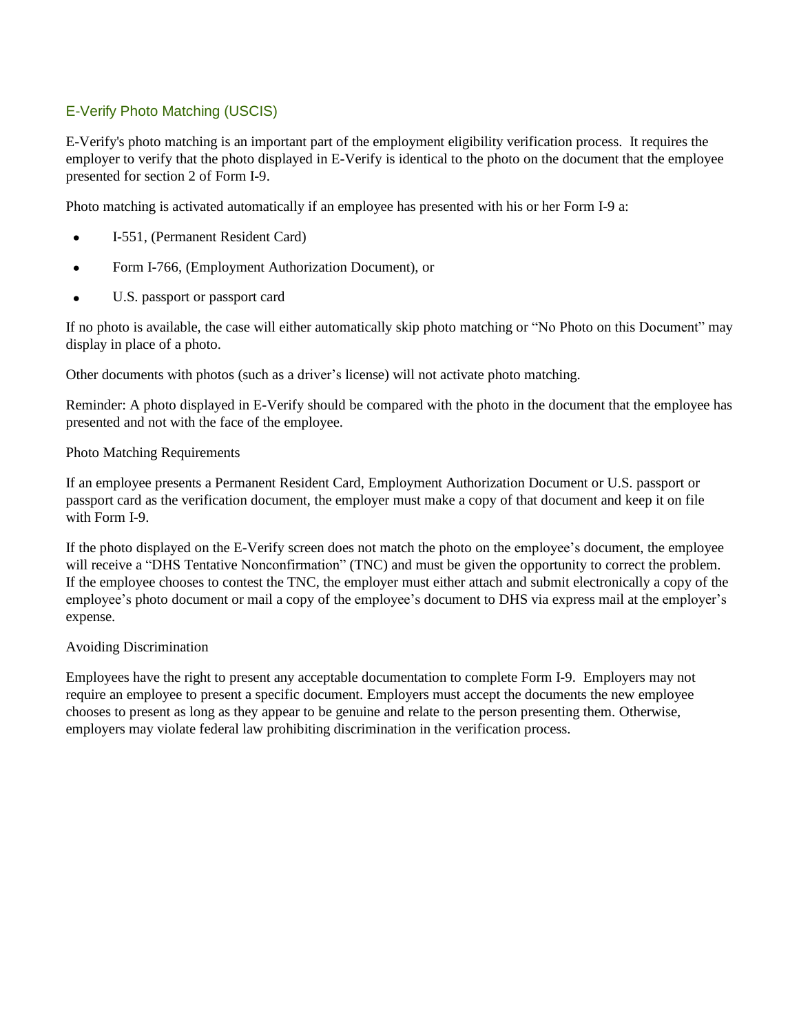## E-Verify Photo Matching (USCIS)

E-Verify's photo matching is an important part of the employment eligibility verification process. It requires the employer to verify that the photo displayed in E-Verify is identical to the photo on the document that the employee presented for section 2 of Form I-9.

Photo matching is activated automatically if an employee has presented with his or her Form I-9 a:

- I-551, (Permanent Resident Card)
- Form I-766, (Employment Authorization Document), or
- U.S. passport or passport card

If no photo is available, the case will either automatically skip photo matching or "No Photo on this Document" may display in place of a photo.

Other documents with photos (such as a driver's license) will not activate photo matching.

Reminder: A photo displayed in E-Verify should be compared with the photo in the document that the employee has presented and not with the face of the employee.

### Photo Matching Requirements

If an employee presents a Permanent Resident Card, Employment Authorization Document or U.S. passport or passport card as the verification document, the employer must make a copy of that document and keep it on file with Form I-9.

If the photo displayed on the E-Verify screen does not match the photo on the employee's document, the employee will receive a "DHS Tentative Nonconfirmation" (TNC) and must be given the opportunity to correct the problem. If the employee chooses to contest the TNC, the employer must either attach and submit electronically a copy of the employee's photo document or mail a copy of the employee's document to DHS via express mail at the employer's expense.

### Avoiding Discrimination

Employees have the right to present any acceptable documentation to complete Form I-9. Employers may not require an employee to present a specific document. Employers must accept the documents the new employee chooses to present as long as they appear to be genuine and relate to the person presenting them. Otherwise, employers may violate federal law prohibiting discrimination in the verification process.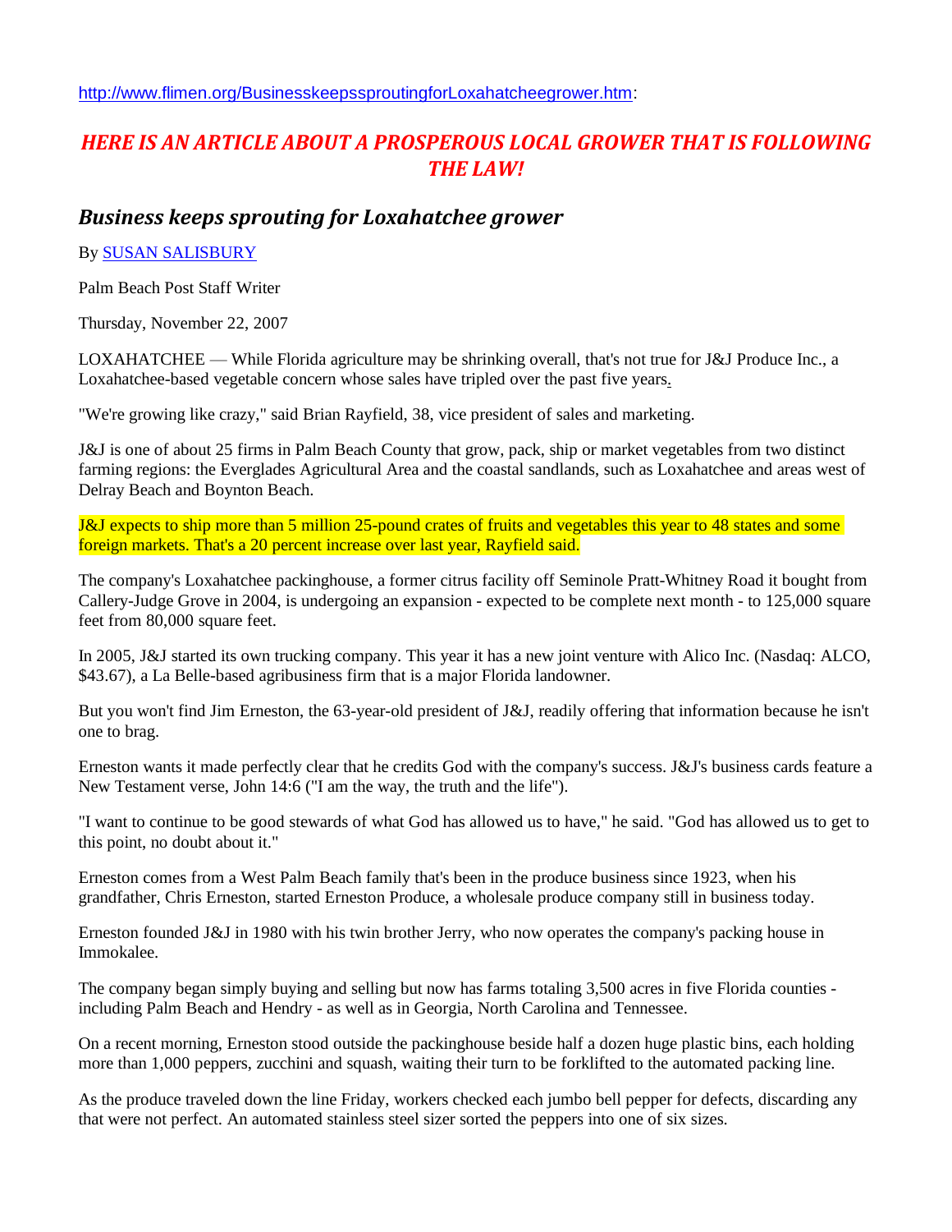http://www.flimen.org/BusinesskeepssproutingforLoxahatcheegrower.htm:

## *HERE IS AN ARTICLE ABOUT A PROSPEROUS LOCAL GROWER THAT IS FOLLOWING THE LAW!*

### *Business keeps sprouting for Loxahatchee grower*

By SUSAN SALISBURY

Palm Beach Post Staff Writer

Thursday, November 22, 2007

LOXAHATCHEE — While Florida agriculture may be shrinking overall, that's not true for J&J Produce Inc., a Loxahatchee-based vegetable concern whose sales have tripled over the past five years.

"We're growing like crazy," said Brian Rayfield, 38, vice president of sales and marketing.

J&J is one of about 25 firms in Palm Beach County that grow, pack, ship or market vegetables from two distinct farming regions: the Everglades Agricultural Area and the coastal sandlands, such as Loxahatchee and areas west of Delray Beach and Boynton Beach.

J&J expects to ship more than 5 million 25-pound crates of fruits and vegetables this year to 48 states and some foreign markets. That's a 20 percent increase over last year, Rayfield said.

The company's Loxahatchee packinghouse, a former citrus facility off Seminole Pratt-Whitney Road it bought from Callery-Judge Grove in 2004, is undergoing an expansion - expected to be complete next month - to 125,000 square feet from 80,000 square feet.

In 2005, J&J started its own trucking company. This year it has a new joint venture with Alico Inc. (Nasdaq: ALCO, $43.67), a La Belle-based agribusiness firm that is a major Florida landowner.

But you won't find Jim Erneston, the 63-year-old president of J&J, readily offering that information because he isn't one to brag.

Erneston wants it made perfectly clear that he credits God with the company's success. J&J's business cards feature a New Testament verse, John 14:6 ("I am the way, the truth and the life").

"I want to continue to be good stewards of what God has allowed us to have," he said. "God has allowed us to get to this point, no doubt about it."

Erneston comes from a West Palm Beach family that's been in the produce business since 1923, when his grandfather, Chris Erneston, started Erneston Produce, a wholesale produce company still in business today.

Erneston founded J&J in 1980 with his twin brother Jerry, who now operates the company's packing house in Immokalee.

The company began simply buying and selling but now has farms totaling 3,500 acres in five Florida counties - including Palm Beach and Hendry - as well as in Georgia, North Carolina and Tennessee.

On a recent morning, Erneston stood outside the packinghouse beside half a dozen huge plastic bins, each holding more than 1,000 peppers, zucchini and squash, waiting their turn to be forklifted to the automated packing line.

As the produce traveled down the line Friday, workers checked each jumbo bell pepper for defects, discarding any that were not perfect. An automated stainless steel sizer sorted the peppers into one of six sizes.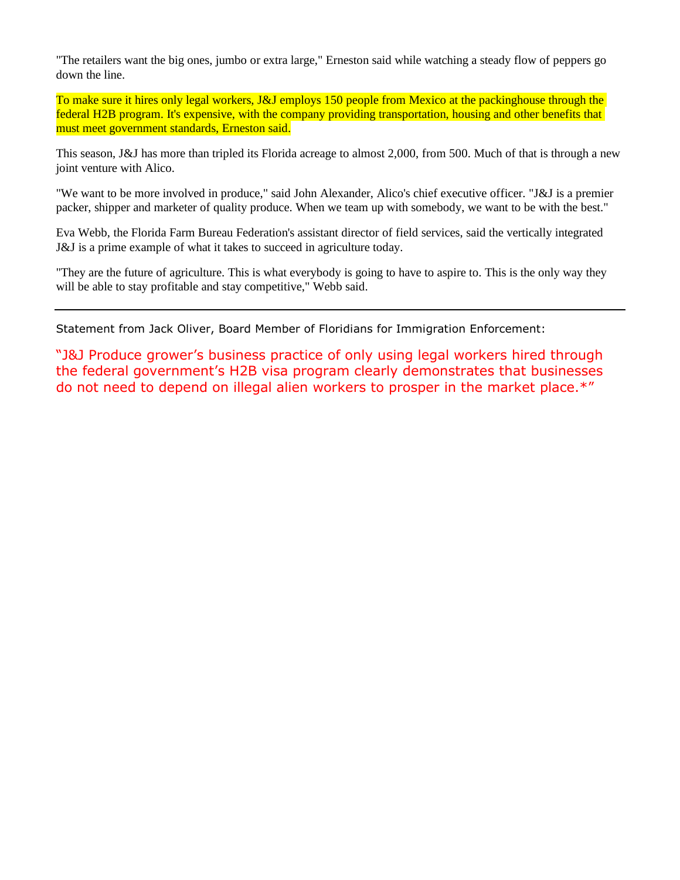"The retailers want the big ones, jumbo or extra large," Erneston said while watching a steady flow of peppers go down the line.

To make sure it hires only legal workers, J&J employs 150 people from Mexico at the packinghouse through the federal H2B program. It's expensive, with the company providing transportation, housing and other benefits that must meet government standards, Erneston said.

This season, J&J has more than tripled its Florida acreage to almost 2,000, from 500. Much of that is through a new joint venture with Alico.

"We want to be more involved in produce," said John Alexander, Alico's chief executive officer. "J&J is a premier packer, shipper and marketer of quality produce. When we team up with somebody, we want to be with the best."

Eva Webb, the Florida Farm Bureau Federation's assistant director of field services, said the vertically integrated J&J is a prime example of what it takes to succeed in agriculture today.

"They are the future of agriculture. This is what everybody is going to have to aspire to. This is the only way they will be able to stay profitable and stay competitive," Webb said.

---

Statement from Jack Oliver, Board Member of Floridians for Immigration Enforcement:

"J&J Produce grower's business practice of only using legal workers hired through the federal government's H2B visa program clearly demonstrates that businesses do not need to depend on illegal alien workers to prosper in the market place.*"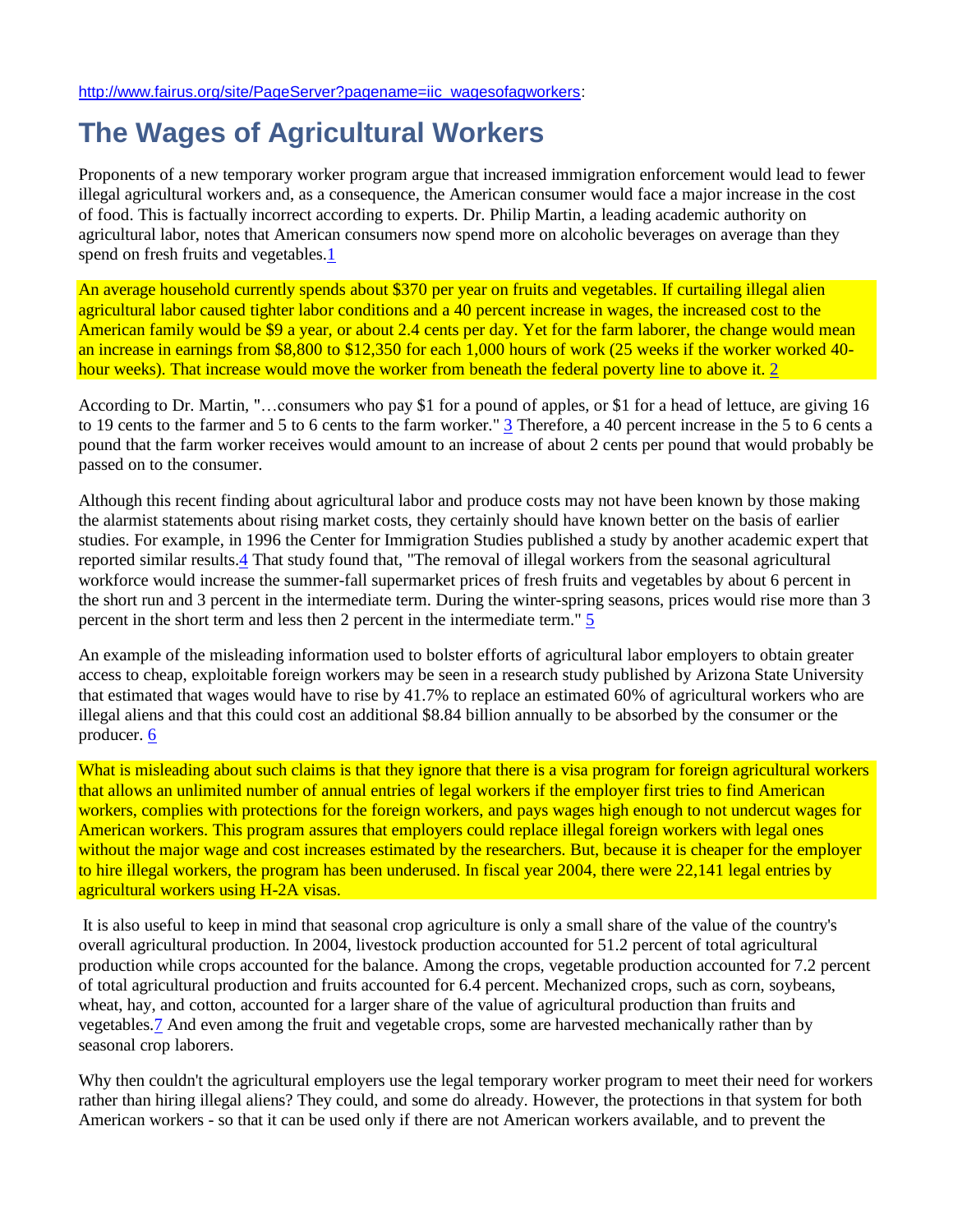http://www.fairus.org/site/PageServer?pagename=iic_wagesofagworkers:

# The Wages of Agricultural Workers

Proponents of a new temporary worker program argue that increased immigration enforcement would lead to fewer illegal agricultural workers and, as a consequence, the American consumer would face a major increase in the cost of food. This is factually incorrect according to experts. Dr. Philip Martin, a leading academic authority on agricultural labor, notes that American consumers now spend more on alcoholic beverages on average than they spend on fresh fruits and vegetables.[1]

An average household currently spends about $370 per year on fruits and vegetables. If curtailing illegal alien agricultural labor caused tighter labor conditions and a 40 percent increase in wages, the increased cost to the American family would be $9 a year, or about 2.4 cents per day. Yet for the farm laborer, the change would mean an increase in earnings from $8,800 to $12,350 for each 1,000 hours of work (25 weeks if the worker worked 40-hour weeks). That increase would move the worker from beneath the federal poverty line to above it. [2]

According to Dr. Martin, "…consumers who pay $1 for a pound of apples, or $1 for a head of lettuce, are giving 16 to 19 cents to the farmer and 5 to 6 cents to the farm worker." [3] Therefore, a 40 percent increase in the 5 to 6 cents a pound that the farm worker receives would amount to an increase of about 2 cents per pound that would probably be passed on to the consumer.

Although this recent finding about agricultural labor and produce costs may not have been known by those making the alarmist statements about rising market costs, they certainly should have known better on the basis of earlier studies. For example, in 1996 the Center for Immigration Studies published a study by another academic expert that reported similar results.[4] That study found that, "The removal of illegal workers from the seasonal agricultural workforce would increase the summer-fall supermarket prices of fresh fruits and vegetables by about 6 percent in the short run and 3 percent in the intermediate term. During the winter-spring seasons, prices would rise more than 3 percent in the short term and less then 2 percent in the intermediate term." [5]

An example of the misleading information used to bolster efforts of agricultural labor employers to obtain greater access to cheap, exploitable foreign workers may be seen in a research study published by Arizona State University that estimated that wages would have to rise by 41.7% to replace an estimated 60% of agricultural workers who are illegal aliens and that this could cost an additional $8.84 billion annually to be absorbed by the consumer or the producer. [6]

What is misleading about such claims is that they ignore that there is a visa program for foreign agricultural workers that allows an unlimited number of annual entries of legal workers if the employer first tries to find American workers, complies with protections for the foreign workers, and pays wages high enough to not undercut wages for American workers. This program assures that employers could replace illegal foreign workers with legal ones without the major wage and cost increases estimated by the researchers. But, because it is cheaper for the employer to hire illegal workers, the program has been underused. In fiscal year 2004, there were 22,141 legal entries by agricultural workers using H-2A visas.

It is also useful to keep in mind that seasonal crop agriculture is only a small share of the value of the country's overall agricultural production. In 2004, livestock production accounted for 51.2 percent of total agricultural production while crops accounted for the balance. Among the crops, vegetable production accounted for 7.2 percent of total agricultural production and fruits accounted for 6.4 percent. Mechanized crops, such as corn, soybeans, wheat, hay, and cotton, accounted for a larger share of the value of agricultural production than fruits and vegetables.[7] And even among the fruit and vegetable crops, some are harvested mechanically rather than by seasonal crop laborers.

Why then couldn't the agricultural employers use the legal temporary worker program to meet their need for workers rather than hiring illegal aliens? They could, and some do already. However, the protections in that system for both American workers - so that it can be used only if there are not American workers available, and to prevent the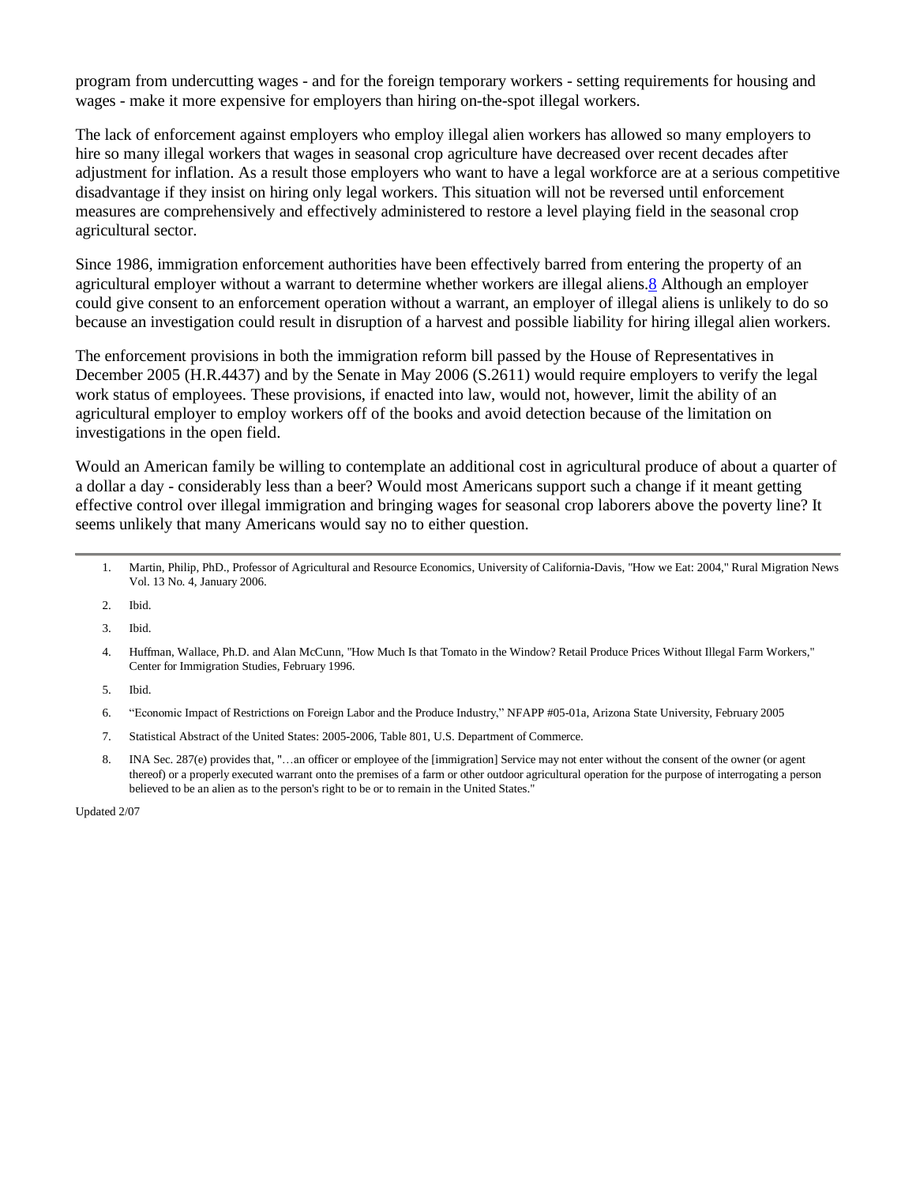program from undercutting wages - and for the foreign temporary workers - setting requirements for housing and wages - make it more expensive for employers than hiring on-the-spot illegal workers.

The lack of enforcement against employers who employ illegal alien workers has allowed so many employers to hire so many illegal workers that wages in seasonal crop agriculture have decreased over recent decades after adjustment for inflation. As a result those employers who want to have a legal workforce are at a serious competitive disadvantage if they insist on hiring only legal workers. This situation will not be reversed until enforcement measures are comprehensively and effectively administered to restore a level playing field in the seasonal crop agricultural sector.

Since 1986, immigration enforcement authorities have been effectively barred from entering the property of an agricultural employer without a warrant to determine whether workers are illegal aliens.[8] Although an employer could give consent to an enforcement operation without a warrant, an employer of illegal aliens is unlikely to do so because an investigation could result in disruption of a harvest and possible liability for hiring illegal alien workers.

The enforcement provisions in both the immigration reform bill passed by the House of Representatives in December 2005 (H.R.4437) and by the Senate in May 2006 (S.2611) would require employers to verify the legal work status of employees. These provisions, if enacted into law, would not, however, limit the ability of an agricultural employer to employ workers off of the books and avoid detection because of the limitation on investigations in the open field.

Would an American family be willing to contemplate an additional cost in agricultural produce of about a quarter of a dollar a day - considerably less than a beer? Would most Americans support such a change if it meant getting effective control over illegal immigration and bringing wages for seasonal crop laborers above the poverty line? It seems unlikely that many Americans would say no to either question.

---

1. Martin, Philip, PhD., Professor of Agricultural and Resource Economics, University of California-Davis, "How we Eat: 2004," Rural Migration News Vol. 13 No. 4, January 2006.
2. Ibid.
3. Ibid.
4. Huffman, Wallace, Ph.D. and Alan McCunn, "How Much Is that Tomato in the Window? Retail Produce Prices Without Illegal Farm Workers," Center for Immigration Studies, February 1996.
5. Ibid.
6. "Economic Impact of Restrictions on Foreign Labor and the Produce Industry," NFAPP #05-01a, Arizona State University, February 2005
7. Statistical Abstract of the United States: 2005-2006, Table 801, U.S. Department of Commerce.
8. INA Sec. 287(e) provides that, "…an officer or employee of the [immigration] Service may not enter without the consent of the owner (or agent thereof) or a properly executed warrant onto the premises of a farm or other outdoor agricultural operation for the purpose of interrogating a person believed to be an alien as to the person's right to be or to remain in the United States."

Updated 2/07